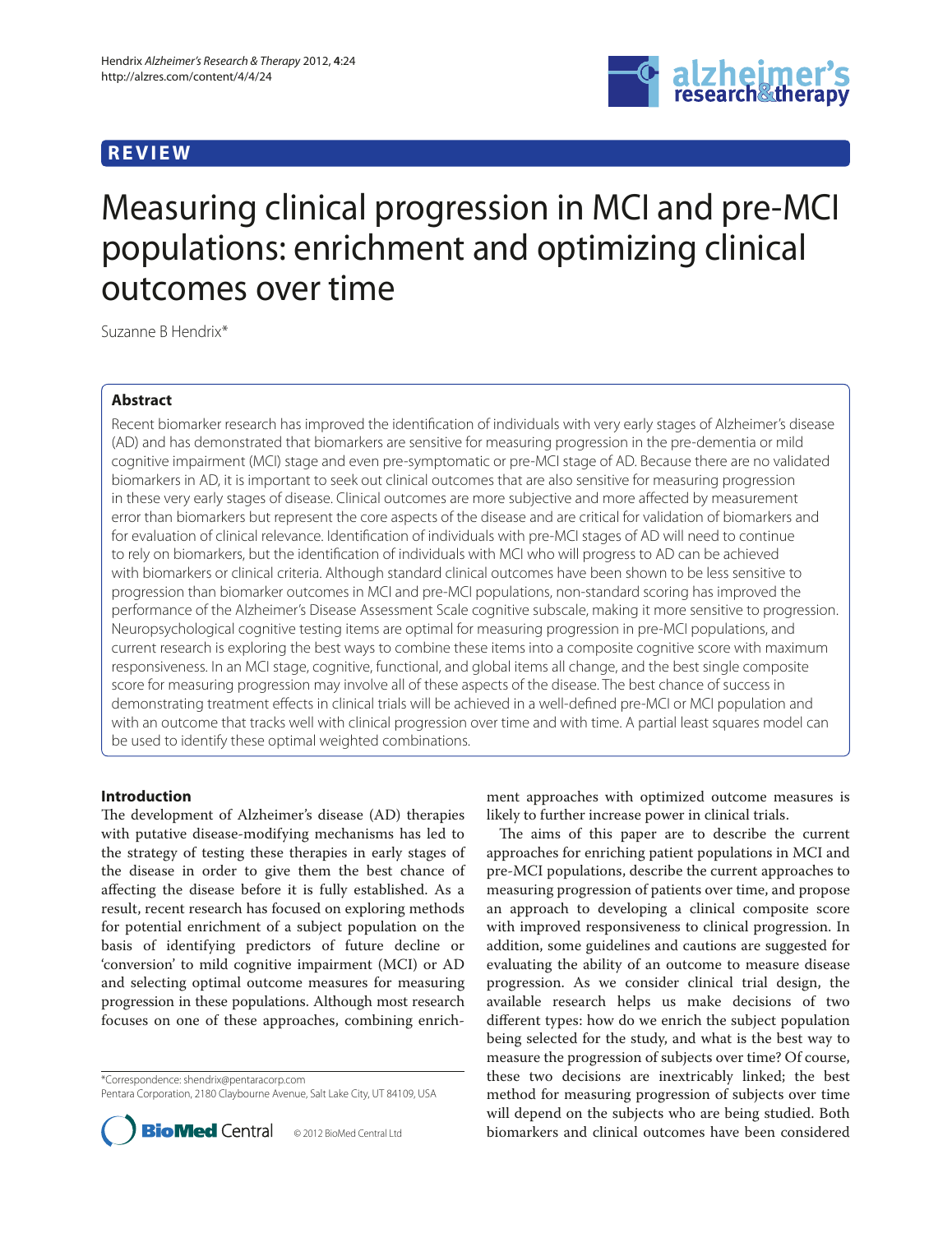REVIEW

# Measuring clinical progression in MCI and pre-MCI populations: enrichment and optimizing clinical outcomes over time

Suzanne B Hendrix*

## Abstract

Recent biomarker research has improved the identification of individuals with very early stages of Alzheimer's disease (AD) and has demonstrated that biomarkers are sensitive for measuring progression in the pre-dementia or mild cognitive impairment (MCI) stage and even pre-symptomatic or pre-MCI stage of AD. Because there are no validated biomarkers in AD, it is important to seek out clinical outcomes that are also sensitive for measuring progression in these very early stages of disease. Clinical outcomes are more subjective and more affected by measurement error than biomarkers but represent the core aspects of the disease and are critical for validation of biomarkers and for evaluation of clinical relevance. Identification of individuals with pre-MCI stages of AD will need to continue to rely on biomarkers, but the identification of individuals with MCI who will progress to AD can be achieved with biomarkers or clinical criteria. Although standard clinical outcomes have been shown to be less sensitive to progression than biomarker outcomes in MCI and pre-MCI populations, non-standard scoring has improved the performance of the Alzheimer's Disease Assessment Scale cognitive subscale, making it more sensitive to progression. Neuropsychological cognitive testing items are optimal for measuring progression in pre-MCI populations, and current research is exploring the best ways to combine these items into a composite cognitive score with maximum responsiveness. In an MCI stage, cognitive, functional, and global items all change, and the best single composite score for measuring progression may involve all of these aspects of the disease. The best chance of success in demonstrating treatment effects in clinical trials will be achieved in a well-defined pre-MCI or MCI population and with an outcome that tracks well with clinical progression over time and with time. A partial least squares model can be used to identify these optimal weighted combinations.

## Introduction

The development of Alzheimer's disease (AD) therapies with putative disease-modifying mechanisms has led to the strategy of testing these therapies in early stages of the disease in order to give them the best chance of affecting the disease before it is fully established. As a result, recent research has focused on exploring methods for potential enrichment of a subject population on the basis of identifying predictors of future decline or 'conversion' to mild cognitive impairment (MCI) or AD and selecting optimal outcome measures for measuring progression in these populations. Although most research focuses on one of these approaches, combining enrichment approaches with optimized outcome measures is likely to further increase power in clinical trials.

The aims of this paper are to describe the current approaches for enriching patient populations in MCI and pre-MCI populations, describe the current approaches to measuring progression of patients over time, and propose an approach to developing a clinical composite score with improved responsiveness to clinical progression. In addition, some guidelines and cautions are suggested for evaluating the ability of an outcome to measure disease progression. As we consider clinical trial design, the available research helps us make decisions of two different types: how do we enrich the subject population being selected for the study, and what is the best way to measure the progression of subjects over time? Of course, these two decisions are inextricably linked; the best method for measuring progression of subjects over time will depend on the subjects who are being studied. Both biomarkers and clinical outcomes have been considered

*Correspondence: shendrix@pentaracorp.com
Pentara Corporation, 2180 Claybourne Avenue, Salt Lake City, UT 84109, USA

© 2012 BioMed Central Ltd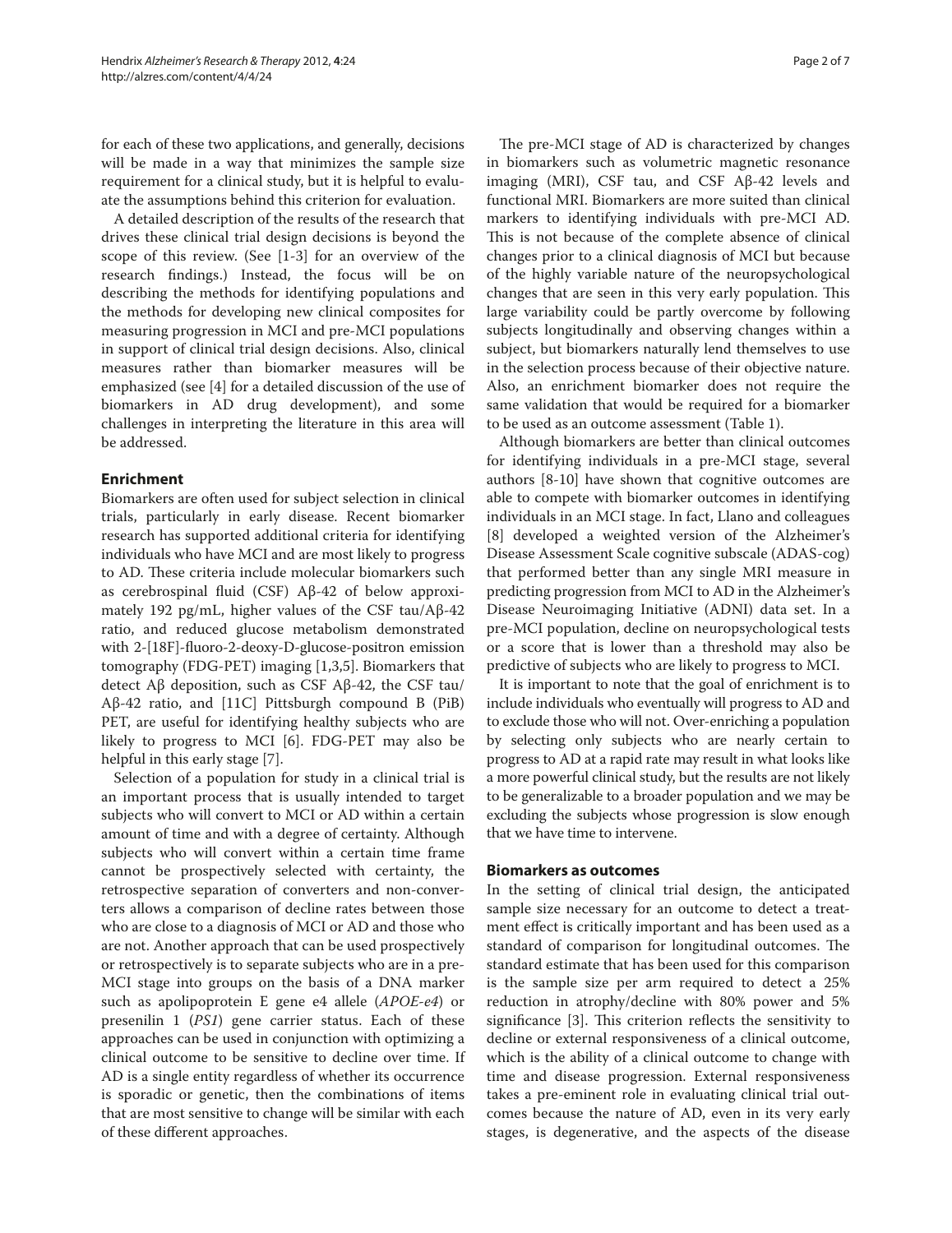for each of these two applications, and generally, decisions will be made in a way that minimizes the sample size requirement for a clinical study, but it is helpful to evaluate the assumptions behind this criterion for evaluation.

A detailed description of the results of the research that drives these clinical trial design decisions is beyond the scope of this review. (See [1-3] for an overview of the research findings.) Instead, the focus will be on describing the methods for identifying populations and the methods for developing new clinical composites for measuring progression in MCI and pre-MCI populations in support of clinical trial design decisions. Also, clinical measures rather than biomarker measures will be emphasized (see [4] for a detailed discussion of the use of biomarkers in AD drug development), and some challenges in interpreting the literature in this area will be addressed.

## Enrichment

Biomarkers are often used for subject selection in clinical trials, particularly in early disease. Recent biomarker research has supported additional criteria for identifying individuals who have MCI and are most likely to progress to AD. These criteria include molecular biomarkers such as cerebrospinal fluid (CSF) Aβ-42 of below approximately 192 pg/mL, higher values of the CSF tau/Aβ-42 ratio, and reduced glucose metabolism demonstrated with 2-[18F]-fluoro-2-deoxy-D-glucose-positron emission tomography (FDG-PET) imaging [1,3,5]. Biomarkers that detect Aβ deposition, such as CSF Aβ-42, the CSF tau/Aβ-42 ratio, and [11C] Pittsburgh compound B (PiB) PET, are useful for identifying healthy subjects who are likely to progress to MCI [6]. FDG-PET may also be helpful in this early stage [7].

Selection of a population for study in a clinical trial is an important process that is usually intended to target subjects who will convert to MCI or AD within a certain amount of time and with a degree of certainty. Although subjects who will convert within a certain time frame cannot be prospectively selected with certainty, the retrospective separation of converters and non-converters allows a comparison of decline rates between those who are close to a diagnosis of MCI or AD and those who are not. Another approach that can be used prospectively or retrospectively is to separate subjects who are in a pre-MCI stage into groups on the basis of a DNA marker such as apolipoprotein E gene e4 allele (*APOE-e4*) or presenilin 1 (*PS1*) gene carrier status. Each of these approaches can be used in conjunction with optimizing a clinical outcome to be sensitive to decline over time. If AD is a single entity regardless of whether its occurrence is sporadic or genetic, then the combinations of items that are most sensitive to change will be similar with each of these different approaches.

The pre-MCI stage of AD is characterized by changes in biomarkers such as volumetric magnetic resonance imaging (MRI), CSF tau, and CSF Aβ-42 levels and functional MRI. Biomarkers are more suited than clinical markers to identifying individuals with pre-MCI AD. This is not because of the complete absence of clinical changes prior to a clinical diagnosis of MCI but because of the highly variable nature of the neuropsychological changes that are seen in this very early population. This large variability could be partly overcome by following subjects longitudinally and observing changes within a subject, but biomarkers naturally lend themselves to use in the selection process because of their objective nature. Also, an enrichment biomarker does not require the same validation that would be required for a biomarker to be used as an outcome assessment (Table 1).

Although biomarkers are better than clinical outcomes for identifying individuals in a pre-MCI stage, several authors [8-10] have shown that cognitive outcomes are able to compete with biomarker outcomes in identifying individuals in an MCI stage. In fact, Llano and colleagues [8] developed a weighted version of the Alzheimer's Disease Assessment Scale cognitive subscale (ADAS-cog) that performed better than any single MRI measure in predicting progression from MCI to AD in the Alzheimer's Disease Neuroimaging Initiative (ADNI) data set. In a pre-MCI population, decline on neuropsychological tests or a score that is lower than a threshold may also be predictive of subjects who are likely to progress to MCI.

It is important to note that the goal of enrichment is to include individuals who eventually will progress to AD and to exclude those who will not. Over-enriching a population by selecting only subjects who are nearly certain to progress to AD at a rapid rate may result in what looks like a more powerful clinical study, but the results are not likely to be generalizable to a broader population and we may be excluding the subjects whose progression is slow enough that we have time to intervene.

## Biomarkers as outcomes

In the setting of clinical trial design, the anticipated sample size necessary for an outcome to detect a treatment effect is critically important and has been used as a standard of comparison for longitudinal outcomes. The standard estimate that has been used for this comparison is the sample size per arm required to detect a 25% reduction in atrophy/decline with 80% power and 5% significance [3]. This criterion reflects the sensitivity to decline or external responsiveness of a clinical outcome, which is the ability of a clinical outcome to change with time and disease progression. External responsiveness takes a pre-eminent role in evaluating clinical trial outcomes because the nature of AD, even in its very early stages, is degenerative, and the aspects of the disease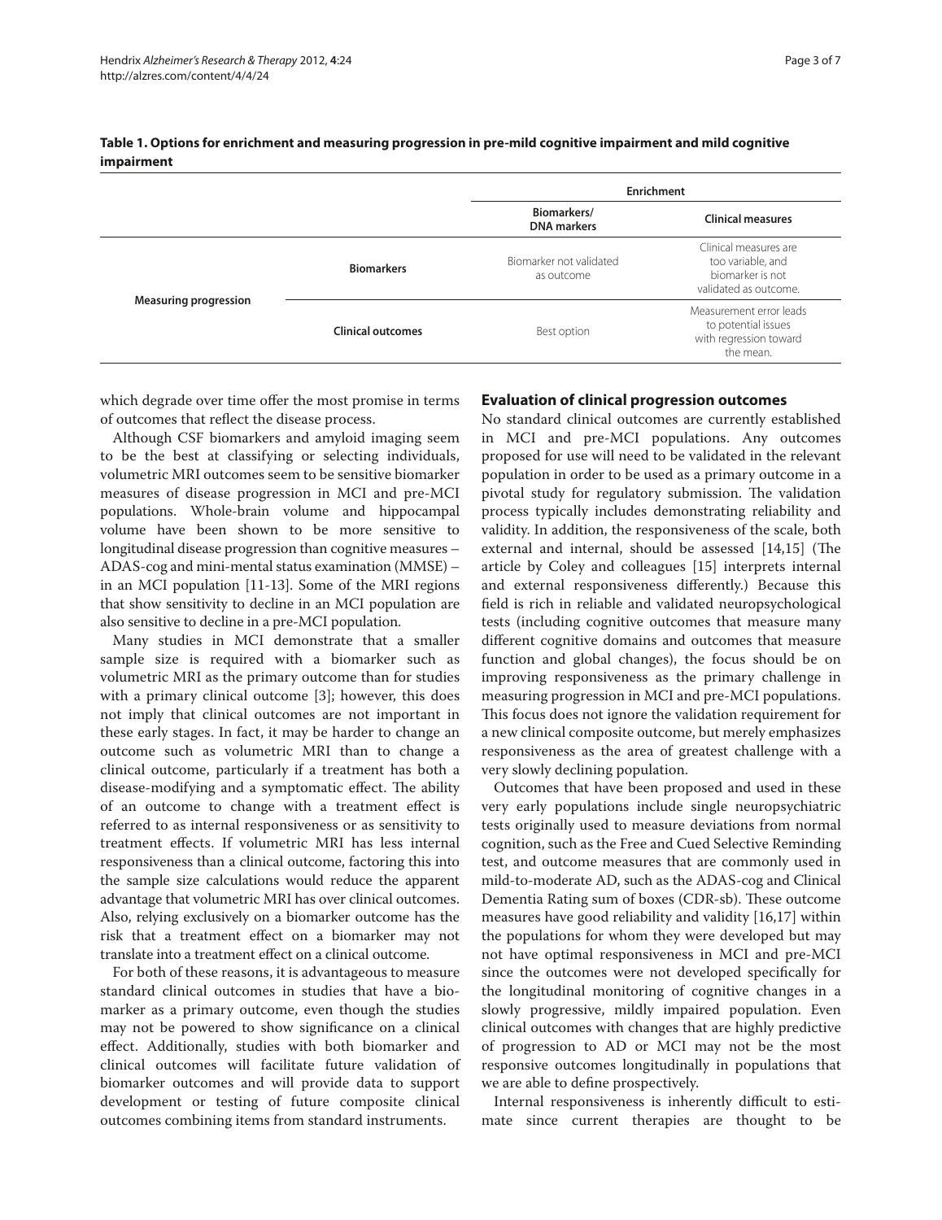**Table 1. Options for enrichment and measuring progression in pre-mild cognitive impairment and mild cognitive impairment**

| | | Enrichment | |
|---|---|---|---|
| | | Biomarkers/ DNA markers | Clinical measures |
| Measuring progression | Biomarkers | Biomarker not validated as outcome | Clinical measures are too variable, and biomarker is not validated as outcome. |
| | Clinical outcomes | Best option | Measurement error leads to potential issues with regression toward the mean. |

which degrade over time offer the most promise in terms of outcomes that reflect the disease process.

Although CSF biomarkers and amyloid imaging seem to be the best at classifying or selecting individuals, volumetric MRI outcomes seem to be sensitive biomarker measures of disease progression in MCI and pre-MCI populations. Whole-brain volume and hippocampal volume have been shown to be more sensitive to longitudinal disease progression than cognitive measures – ADAS-cog and mini-mental status examination (MMSE) – in an MCI population [11-13]. Some of the MRI regions that show sensitivity to decline in an MCI population are also sensitive to decline in a pre-MCI population.

Many studies in MCI demonstrate that a smaller sample size is required with a biomarker such as volumetric MRI as the primary outcome than for studies with a primary clinical outcome [3]; however, this does not imply that clinical outcomes are not important in these early stages. In fact, it may be harder to change an outcome such as volumetric MRI than to change a clinical outcome, particularly if a treatment has both a disease-modifying and a symptomatic effect. The ability of an outcome to change with a treatment effect is referred to as internal responsiveness or as sensitivity to treatment effects. If volumetric MRI has less internal responsiveness than a clinical outcome, factoring this into the sample size calculations would reduce the apparent advantage that volumetric MRI has over clinical outcomes. Also, relying exclusively on a biomarker outcome has the risk that a treatment effect on a biomarker may not translate into a treatment effect on a clinical outcome.

For both of these reasons, it is advantageous to measure standard clinical outcomes in studies that have a biomarker as a primary outcome, even though the studies may not be powered to show significance on a clinical effect. Additionally, studies with both biomarker and clinical outcomes will facilitate future validation of biomarker outcomes and will provide data to support development or testing of future composite clinical outcomes combining items from standard instruments.

## Evaluation of clinical progression outcomes

No standard clinical outcomes are currently established in MCI and pre-MCI populations. Any outcomes proposed for use will need to be validated in the relevant population in order to be used as a primary outcome in a pivotal study for regulatory submission. The validation process typically includes demonstrating reliability and validity. In addition, the responsiveness of the scale, both external and internal, should be assessed [14,15] (The article by Coley and colleagues [15] interprets internal and external responsiveness differently.) Because this field is rich in reliable and validated neuropsychological tests (including cognitive outcomes that measure many different cognitive domains and outcomes that measure function and global changes), the focus should be on improving responsiveness as the primary challenge in measuring progression in MCI and pre-MCI populations. This focus does not ignore the validation requirement for a new clinical composite outcome, but merely emphasizes responsiveness as the area of greatest challenge with a very slowly declining population.

Outcomes that have been proposed and used in these very early populations include single neuropsychiatric tests originally used to measure deviations from normal cognition, such as the Free and Cued Selective Reminding test, and outcome measures that are commonly used in mild-to-moderate AD, such as the ADAS-cog and Clinical Dementia Rating sum of boxes (CDR-sb). These outcome measures have good reliability and validity [16,17] within the populations for whom they were developed but may not have optimal responsiveness in MCI and pre-MCI since the outcomes were not developed specifically for the longitudinal monitoring of cognitive changes in a slowly progressive, mildly impaired population. Even clinical outcomes with changes that are highly predictive of progression to AD or MCI may not be the most responsive outcomes longitudinally in populations that we are able to define prospectively.

Internal responsiveness is inherently difficult to estimate since current therapies are thought to be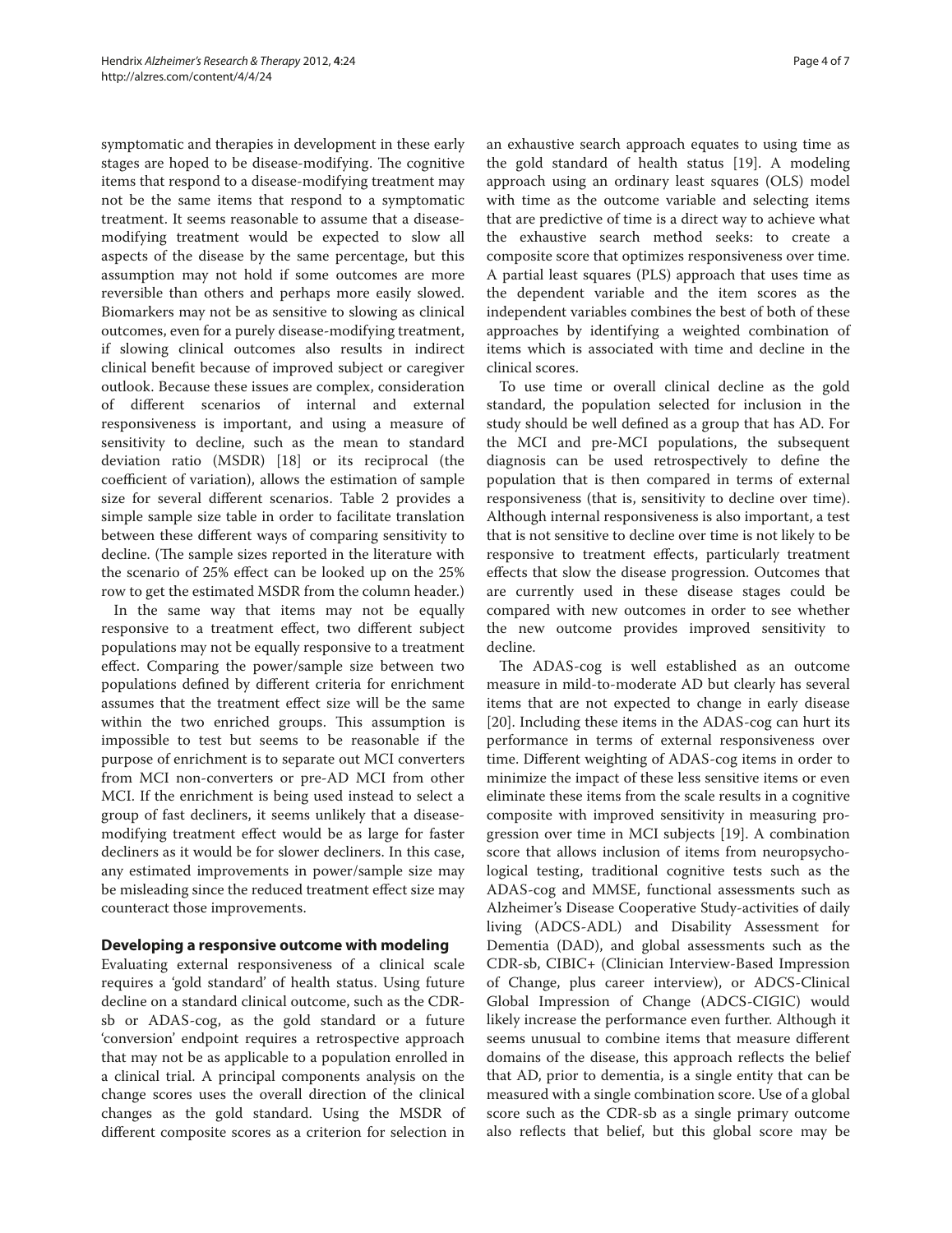symptomatic and therapies in development in these early stages are hoped to be disease-modifying. The cognitive items that respond to a disease-modifying treatment may not be the same items that respond to a symptomatic treatment. It seems reasonable to assume that a disease-modifying treatment would be expected to slow all aspects of the disease by the same percentage, but this assumption may not hold if some outcomes are more reversible than others and perhaps more easily slowed. Biomarkers may not be as sensitive to slowing as clinical outcomes, even for a purely disease-modifying treatment, if slowing clinical outcomes also results in indirect clinical benefit because of improved subject or caregiver outlook. Because these issues are complex, consideration of different scenarios of internal and external responsiveness is important, and using a measure of sensitivity to decline, such as the mean to standard deviation ratio (MSDR) [18] or its reciprocal (the coefficient of variation), allows the estimation of sample size for several different scenarios. Table 2 provides a simple sample size table in order to facilitate translation between these different ways of comparing sensitivity to decline. (The sample sizes reported in the literature with the scenario of 25% effect can be looked up on the 25% row to get the estimated MSDR from the column header.)

In the same way that items may not be equally responsive to a treatment effect, two different subject populations may not be equally responsive to a treatment effect. Comparing the power/sample size between two populations defined by different criteria for enrichment assumes that the treatment effect size will be the same within the two enriched groups. This assumption is impossible to test but seems to be reasonable if the purpose of enrichment is to separate out MCI converters from MCI non-converters or pre-AD MCI from other MCI. If the enrichment is being used instead to select a group of fast decliners, it seems unlikely that a disease-modifying treatment effect would be as large for faster decliners as it would be for slower decliners. In this case, any estimated improvements in power/sample size may be misleading since the reduced treatment effect size may counteract those improvements.

## Developing a responsive outcome with modeling

Evaluating external responsiveness of a clinical scale requires a 'gold standard' of health status. Using future decline on a standard clinical outcome, such as the CDR-sb or ADAS-cog, as the gold standard or a future 'conversion' endpoint requires a retrospective approach that may not be as applicable to a population enrolled in a clinical trial. A principal components analysis on the change scores uses the overall direction of the clinical changes as the gold standard. Using the MSDR of different composite scores as a criterion for selection in an exhaustive search approach equates to using time as the gold standard of health status [19]. A modeling approach using an ordinary least squares (OLS) model with time as the outcome variable and selecting items that are predictive of time is a direct way to achieve what the exhaustive search method seeks: to create a composite score that optimizes responsiveness over time. A partial least squares (PLS) approach that uses time as the dependent variable and the item scores as the independent variables combines the best of both of these approaches by identifying a weighted combination of items which is associated with time and decline in the clinical scores.

To use time or overall clinical decline as the gold standard, the population selected for inclusion in the study should be well defined as a group that has AD. For the MCI and pre-MCI populations, the subsequent diagnosis can be used retrospectively to define the population that is then compared in terms of external responsiveness (that is, sensitivity to decline over time). Although internal responsiveness is also important, a test that is not sensitive to decline over time is not likely to be responsive to treatment effects, particularly treatment effects that slow the disease progression. Outcomes that are currently used in these disease stages could be compared with new outcomes in order to see whether the new outcome provides improved sensitivity to decline.

The ADAS-cog is well established as an outcome measure in mild-to-moderate AD but clearly has several items that are not expected to change in early disease [20]. Including these items in the ADAS-cog can hurt its performance in terms of external responsiveness over time. Different weighting of ADAS-cog items in order to minimize the impact of these less sensitive items or even eliminate these items from the scale results in a cognitive composite with improved sensitivity in measuring progression over time in MCI subjects [19]. A combination score that allows inclusion of items from neuropsychological testing, traditional cognitive tests such as the ADAS-cog and MMSE, functional assessments such as Alzheimer's Disease Cooperative Study-activities of daily living (ADCS-ADL) and Disability Assessment for Dementia (DAD), and global assessments such as the CDR-sb, CIBIC+ (Clinician Interview-Based Impression of Change, plus career interview), or ADCS-Clinical Global Impression of Change (ADCS-CIGIC) would likely increase the performance even further. Although it seems unusual to combine items that measure different domains of the disease, this approach reflects the belief that AD, prior to dementia, is a single entity that can be measured with a single combination score. Use of a global score such as the CDR-sb as a single primary outcome also reflects that belief, but this global score may be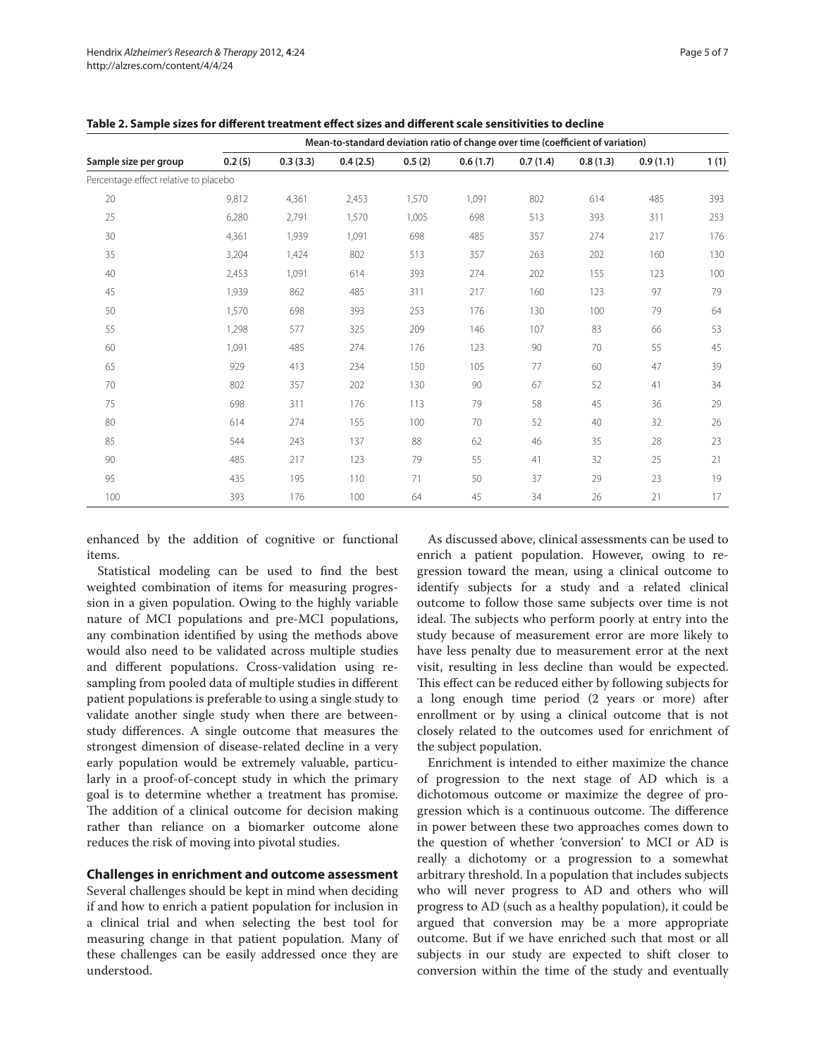**Table 2. Sample sizes for different treatment effect sizes and different scale sensitivities to decline**

| Sample size per group | Mean-to-standard deviation ratio of change over time (coefficient of variation) | | | | | | | | |
|---|---|---|---|---|---|---|---|---|---|
| | 0.2 (5) | 0.3 (3.3) | 0.4 (2.5) | 0.5 (2) | 0.6 (1.7) | 0.7 (1.4) | 0.8 (1.3) | 0.9 (1.1) | 1 (1) |
| Percentage effect relative to placebo | | | | | | | | | |
| 20 | 9,812 | 4,361 | 2,453 | 1,570 | 1,091 | 802 | 614 | 485 | 393 |
| 25 | 6,280 | 2,791 | 1,570 | 1,005 | 698 | 513 | 393 | 311 | 253 |
| 30 | 4,361 | 1,939 | 1,091 | 698 | 485 | 357 | 274 | 217 | 176 |
| 35 | 3,204 | 1,424 | 802 | 513 | 357 | 263 | 202 | 160 | 130 |
| 40 | 2,453 | 1,091 | 614 | 393 | 274 | 202 | 155 | 123 | 100 |
| 45 | 1,939 | 862 | 485 | 311 | 217 | 160 | 123 | 97 | 79 |
| 50 | 1,570 | 698 | 393 | 253 | 176 | 130 | 100 | 79 | 64 |
| 55 | 1,298 | 577 | 325 | 209 | 146 | 107 | 83 | 66 | 53 |
| 60 | 1,091 | 485 | 274 | 176 | 123 | 90 | 70 | 55 | 45 |
| 65 | 929 | 413 | 234 | 150 | 105 | 77 | 60 | 47 | 39 |
| 70 | 802 | 357 | 202 | 130 | 90 | 67 | 52 | 41 | 34 |
| 75 | 698 | 311 | 176 | 113 | 79 | 58 | 45 | 36 | 29 |
| 80 | 614 | 274 | 155 | 100 | 70 | 52 | 40 | 32 | 26 |
| 85 | 544 | 243 | 137 | 88 | 62 | 46 | 35 | 28 | 23 |
| 90 | 485 | 217 | 123 | 79 | 55 | 41 | 32 | 25 | 21 |
| 95 | 435 | 195 | 110 | 71 | 50 | 37 | 29 | 23 | 19 |
| 100 | 393 | 176 | 100 | 64 | 45 | 34 | 26 | 21 | 17 |

enhanced by the addition of cognitive or functional items.

Statistical modeling can be used to find the best weighted combination of items for measuring progression in a given population. Owing to the highly variable nature of MCI populations and pre-MCI populations, any combination identified by using the methods above would also need to be validated across multiple studies and different populations. Cross-validation using resampling from pooled data of multiple studies in different patient populations is preferable to using a single study to validate another single study when there are between-study differences. A single outcome that measures the strongest dimension of disease-related decline in a very early population would be extremely valuable, particularly in a proof-of-concept study in which the primary goal is to determine whether a treatment has promise. The addition of a clinical outcome for decision making rather than reliance on a biomarker outcome alone reduces the risk of moving into pivotal studies.

## Challenges in enrichment and outcome assessment

Several challenges should be kept in mind when deciding if and how to enrich a patient population for inclusion in a clinical trial and when selecting the best tool for measuring change in that patient population. Many of these challenges can be easily addressed once they are understood.

As discussed above, clinical assessments can be used to enrich a patient population. However, owing to regression toward the mean, using a clinical outcome to identify subjects for a study and a related clinical outcome to follow those same subjects over time is not ideal. The subjects who perform poorly at entry into the study because of measurement error are more likely to have less penalty due to measurement error at the next visit, resulting in less decline than would be expected. This effect can be reduced either by following subjects for a long enough time period (2 years or more) after enrollment or by using a clinical outcome that is not closely related to the outcomes used for enrichment of the subject population.

Enrichment is intended to either maximize the chance of progression to the next stage of AD which is a dichotomous outcome or maximize the degree of progression which is a continuous outcome. The difference in power between these two approaches comes down to the question of whether 'conversion' to MCI or AD is really a dichotomy or a progression to a somewhat arbitrary threshold. In a population that includes subjects who will never progress to AD and others who will progress to AD (such as a healthy population), it could be argued that conversion may be a more appropriate outcome. But if we have enriched such that most or all subjects in our study are expected to shift closer to conversion within the time of the study and eventually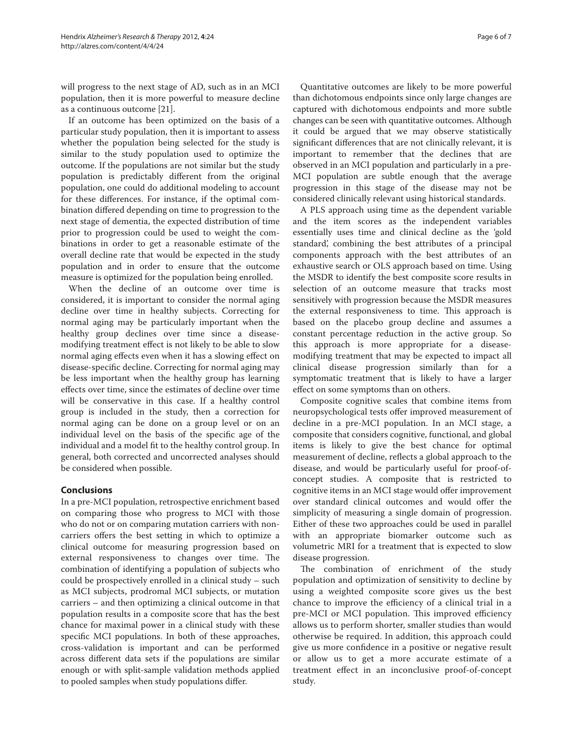will progress to the next stage of AD, such as in an MCI population, then it is more powerful to measure decline as a continuous outcome [21].

If an outcome has been optimized on the basis of a particular study population, then it is important to assess whether the population being selected for the study is similar to the study population used to optimize the outcome. If the populations are not similar but the study population is predictably different from the original population, one could do additional modeling to account for these differences. For instance, if the optimal combination differed depending on time to progression to the next stage of dementia, the expected distribution of time prior to progression could be used to weight the combinations in order to get a reasonable estimate of the overall decline rate that would be expected in the study population and in order to ensure that the outcome measure is optimized for the population being enrolled.

When the decline of an outcome over time is considered, it is important to consider the normal aging decline over time in healthy subjects. Correcting for normal aging may be particularly important when the healthy group declines over time since a disease-modifying treatment effect is not likely to be able to slow normal aging effects even when it has a slowing effect on disease-specific decline. Correcting for normal aging may be less important when the healthy group has learning effects over time, since the estimates of decline over time will be conservative in this case. If a healthy control group is included in the study, then a correction for normal aging can be done on a group level or on an individual level on the basis of the specific age of the individual and a model fit to the healthy control group. In general, both corrected and uncorrected analyses should be considered when possible.

## Conclusions

In a pre-MCI population, retrospective enrichment based on comparing those who progress to MCI with those who do not or on comparing mutation carriers with non-carriers offers the best setting in which to optimize a clinical outcome for measuring progression based on external responsiveness to changes over time. The combination of identifying a population of subjects who could be prospectively enrolled in a clinical study – such as MCI subjects, prodromal MCI subjects, or mutation carriers – and then optimizing a clinical outcome in that population results in a composite score that has the best chance for maximal power in a clinical study with these specific MCI populations. In both of these approaches, cross-validation is important and can be performed across different data sets if the populations are similar enough or with split-sample validation methods applied to pooled samples when study populations differ.

Quantitative outcomes are likely to be more powerful than dichotomous endpoints since only large changes are captured with dichotomous endpoints and more subtle changes can be seen with quantitative outcomes. Although it could be argued that we may observe statistically significant differences that are not clinically relevant, it is important to remember that the declines that are observed in an MCI population and particularly in a pre-MCI population are subtle enough that the average progression in this stage of the disease may not be considered clinically relevant using historical standards.

A PLS approach using time as the dependent variable and the item scores as the independent variables essentially uses time and clinical decline as the 'gold standard', combining the best attributes of a principal components approach with the best attributes of an exhaustive search or OLS approach based on time. Using the MSDR to identify the best composite score results in selection of an outcome measure that tracks most sensitively with progression because the MSDR measures the external responsiveness to time. This approach is based on the placebo group decline and assumes a constant percentage reduction in the active group. So this approach is more appropriate for a disease-modifying treatment that may be expected to impact all clinical disease progression similarly than for a symptomatic treatment that is likely to have a larger effect on some symptoms than on others.

Composite cognitive scales that combine items from neuropsychological tests offer improved measurement of decline in a pre-MCI population. In an MCI stage, a composite that considers cognitive, functional, and global items is likely to give the best chance for optimal measurement of decline, reflects a global approach to the disease, and would be particularly useful for proof-of-concept studies. A composite that is restricted to cognitive items in an MCI stage would offer improvement over standard clinical outcomes and would offer the simplicity of measuring a single domain of progression. Either of these two approaches could be used in parallel with an appropriate biomarker outcome such as volumetric MRI for a treatment that is expected to slow disease progression.

The combination of enrichment of the study population and optimization of sensitivity to decline by using a weighted composite score gives us the best chance to improve the efficiency of a clinical trial in a pre-MCI or MCI population. This improved efficiency allows us to perform shorter, smaller studies than would otherwise be required. In addition, this approach could give us more confidence in a positive or negative result or allow us to get a more accurate estimate of a treatment effect in an inconclusive proof-of-concept study.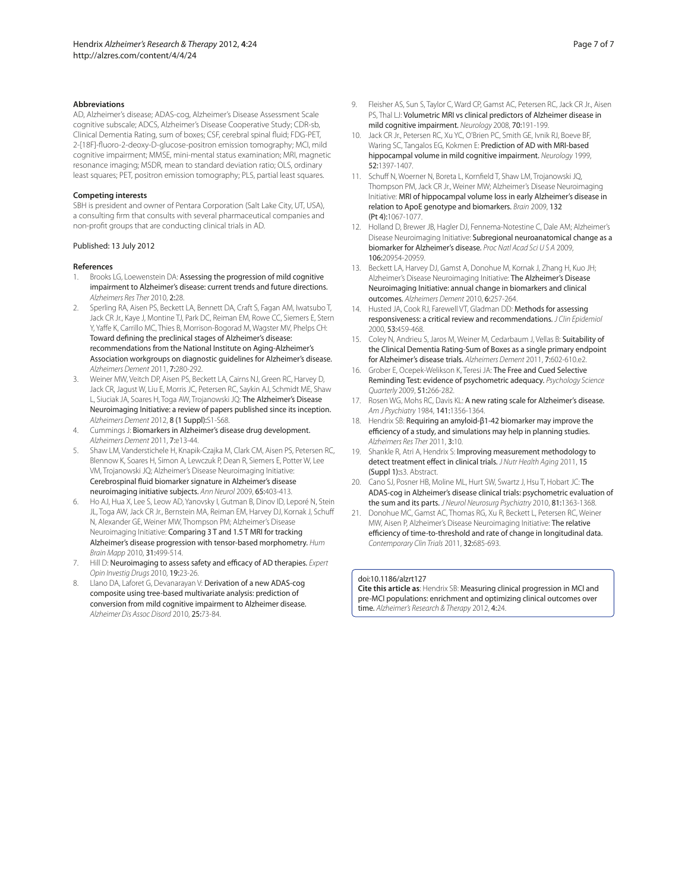### Abbreviations

AD, Alzheimer's disease; ADAS-cog, Alzheimer's Disease Assessment Scale cognitive subscale; ADCS, Alzheimer's Disease Cooperative Study; CDR-sb, Clinical Dementia Rating, sum of boxes; CSF, cerebral spinal fluid; FDG-PET, 2-[18F]-fluoro-2-deoxy-D-glucose-positron emission tomography; MCI, mild cognitive impairment; MMSE, mini-mental status examination; MRI, magnetic resonance imaging; MSDR, mean to standard deviation ratio; OLS, ordinary least squares; PET, positron emission tomography; PLS, partial least squares.

### Competing interests

SBH is president and owner of Pentara Corporation (Salt Lake City, UT, USA), a consulting firm that consults with several pharmaceutical companies and non-profit groups that are conducting clinical trials in AD.

Published: 13 July 2012

### References

1. Brooks LG, Loewenstein DA: **Assessing the progression of mild cognitive impairment to Alzheimer's disease: current trends and future directions.** *Alzheimers Res Ther* 2010, **2:**28.
2. Sperling RA, Aisen PS, Beckett LA, Bennett DA, Craft S, Fagan AM, Iwatsubo T, Jack CR Jr., Kaye J, Montine TJ, Park DC, Reiman EM, Rowe CC, Siemers E, Stern Y, Yaffe K, Carrillo MC, Thies B, Morrison-Bogorad M, Wagster MV, Phelps CH: **Toward defining the preclinical stages of Alzheimer's disease: recommendations from the National Institute on Aging-Alzheimer's Association workgroups on diagnostic guidelines for Alzheimer's disease.** *Alzheimers Dement* 2011, **7:**280-292.
3. Weiner MW, Veitch DP, Aisen PS, Beckett LA, Cairns NJ, Green RC, Harvey D, Jack CR, Jagust W, Liu E, Morris JC, Petersen RC, Saykin AJ, Schmidt ME, Shaw L, Siuciak JA, Soares H, Toga AW, Trojanowski JQ: **The Alzheimer's Disease Neuroimaging Initiative: a review of papers published since its inception.** *Alzheimers Dement* 2012, **8 (1 Suppl):**S1-S68.
4. Cummings J: **Biomarkers in Alzheimer's disease drug development.** *Alzheimers Dement* 2011, **7:**e13-44.
5. Shaw LM, Vanderstichele H, Knapik-Czajka M, Clark CM, Aisen PS, Petersen RC, Blennow K, Soares H, Simon A, Lewczuk P, Dean R, Siemers E, Potter W, Lee VM, Trojanowski JQ; Alzheimer's Disease Neuroimaging Initiative: **Cerebrospinal fluid biomarker signature in Alzheimer's disease neuroimaging initiative subjects.** *Ann Neurol* 2009, **65:**403-413.
6. Ho AJ, Hua X, Lee S, Leow AD, Yanovsky I, Gutman B, Dinov ID, Leporé N, Stein JL, Toga AW, Jack CR Jr., Bernstein MA, Reiman EM, Harvey DJ, Kornak J, Schuff N, Alexander GE, Weiner MW, Thompson PM; Alzheimer's Disease Neuroimaging Initiative: **Comparing 3 T and 1.5 T MRI for tracking Alzheimer's disease progression with tensor-based morphometry.** *Hum Brain Mapp* 2010, **31:**499-514.
7. Hill D: **Neuroimaging to assess safety and efficacy of AD therapies.** *Expert Opin Investig Drugs* 2010, **19:**23-26.
8. Llano DA, Laforet G, Devanarayan V: **Derivation of a new ADAS-cog composite using tree-based multivariate analysis: prediction of conversion from mild cognitive impairment to Alzheimer disease.** *Alzheimer Dis Assoc Disord* 2010, **25:**73-84.
9. Fleisher AS, Sun S, Taylor C, Ward CP, Gamst AC, Petersen RC, Jack CR Jr., Aisen PS, Thal LJ: **Volumetric MRI vs clinical predictors of Alzheimer disease in mild cognitive impairment.** *Neurology* 2008, **70:**191-199.
10. Jack CR Jr., Petersen RC, Xu YC, O'Brien PC, Smith GE, Ivnik RJ, Boeve BF, Waring SC, Tangalos EG, Kokmen E: **Prediction of AD with MRI-based hippocampal volume in mild cognitive impairment.** *Neurology* 1999, **52:**1397-1407.
11. Schuff N, Woerner N, Boreta L, Kornfield T, Shaw LM, Trojanowski JQ, Thompson PM, Jack CR Jr., Weiner MW; Alzheimer's Disease Neuroimaging Initiative: **MRI of hippocampal volume loss in early Alzheimer's disease in relation to ApoE genotype and biomarkers.** *Brain* 2009, **132 (Pt 4):**1067-1077.
12. Holland D, Brewer JB, Hagler DJ, Fennema-Notestine C, Dale AM; Alzheimer's Disease Neuroimaging Initiative: **Subregional neuroanatomical change as a biomarker for Alzheimer's disease.** *Proc Natl Acad Sci U S A* 2009, **106:**20954-20959.
13. Beckett LA, Harvey DJ, Gamst A, Donohue M, Kornak J, Zhang H, Kuo JH; Alzheimer's Disease Neuroimaging Initiative: **The Alzheimer's Disease Neuroimaging Initiative: annual change in biomarkers and clinical outcomes.** *Alzheimers Dement* 2010, **6:**257-264.
14. Husted JA, Cook RJ, Farewell VT, Gladman DD: **Methods for assessing responsiveness: a critical review and recommendations.** *J Clin Epidemiol* 2000, **53:**459-468.
15. Coley N, Andrieu S, Jaros M, Weiner M, Cedarbaum J, Vellas B: **Suitability of the Clinical Dementia Rating-Sum of Boxes as a single primary endpoint for Alzheimer's disease trials.** *Alzheimers Dement* 2011, **7:**602-610.e2.
16. Grober E, Ocepek-Welikson K, Teresi JA: **The Free and Cued Selective Reminding Test: evidence of psychometric adequacy.** *Psychology Science Quarterly* 2009, **51:**266-282.
17. Rosen WG, Mohs RC, Davis KL: **A new rating scale for Alzheimer's disease.** *Am J Psychiatry* 1984, **141:**1356-1364.
18. Hendrix SB: **Requiring an amyloid-β1-42 biomarker may improve the efficiency of a study, and simulations may help in planning studies.** *Alzheimers Res Ther* 2011, **3:**10.
19. Shankle R, Atri A, Hendrix S: **Improving measurement methodology to detect treatment effect in clinical trials.** *J Nutr Health Aging* 2011, **15 (Suppl 1):**s3. Abstract.
20. Cano SJ, Posner HB, Moline ML, Hurt SW, Swartz J, Hsu T, Hobart JC: **The ADAS-cog in Alzheimer's disease clinical trials: psychometric evaluation of the sum and its parts.** *J Neurol Neurosurg Psychiatry* 2010, **81:**1363-1368.
21. Donohue MC, Gamst AC, Thomas RG, Xu R, Beckett L, Petersen RC, Weiner MW, Aisen P, Alzheimer's Disease Neuroimaging Initiative: **The relative efficiency of time-to-threshold and rate of change in longitudinal data.** *Contemporary Clin Trials* 2011, **32:**685-693.

doi:10.1186/alzrt127

**Cite this article as**: Hendrix SB: **Measuring clinical progression in MCI and pre-MCI populations: enrichment and optimizing clinical outcomes over time.** *Alzheimer's Research & Therapy* 2012, **4:**24.